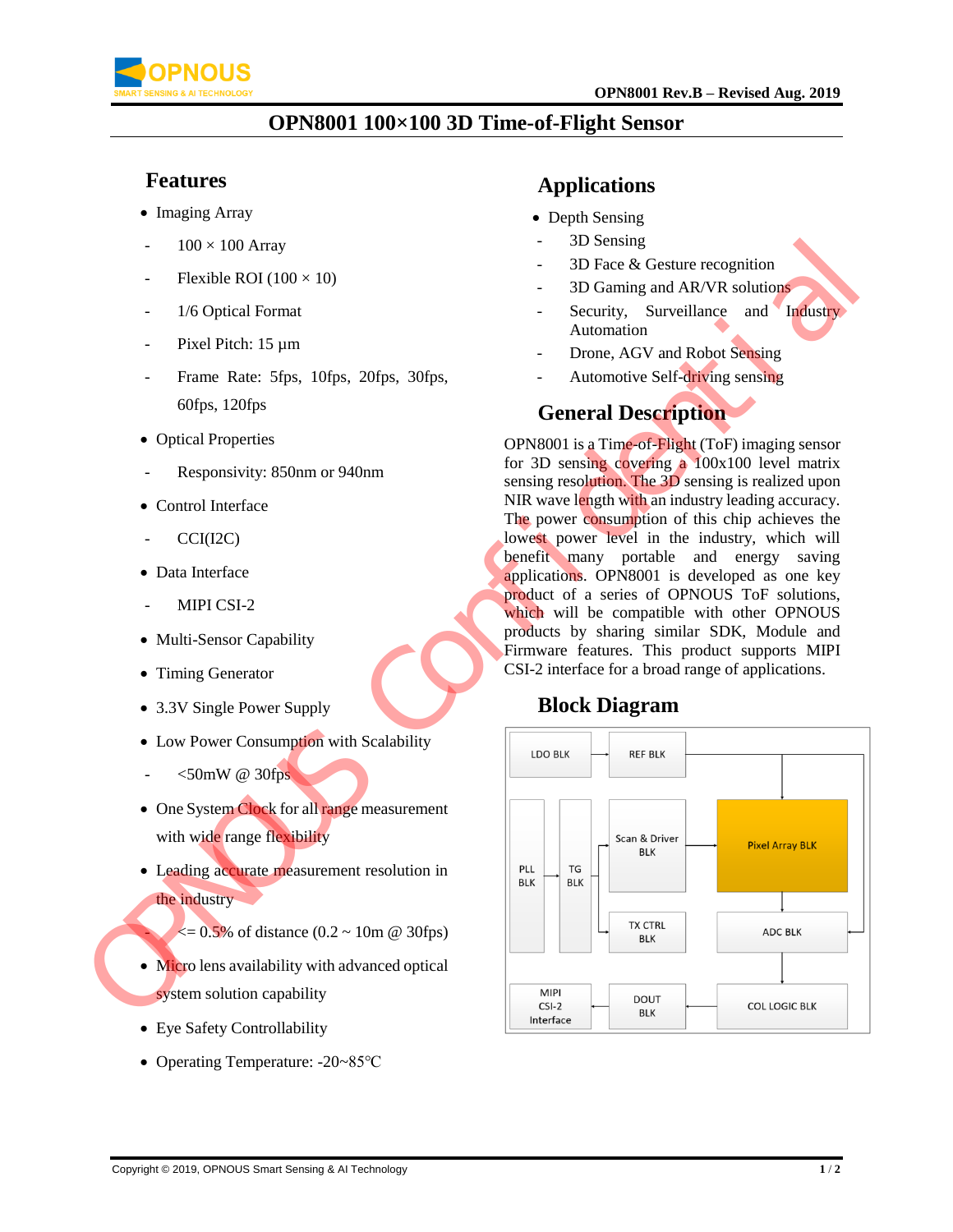# OPN8001 100×100 3D Time-of-Flight Sensor

## Features

- Imaging Array
  - 100 × 100 Array
  - Flexible ROI (100 × 10)
  - 1/6 Optical Format
  - Pixel Pitch: 15 µm
  - Frame Rate: 5fps, 10fps, 20fps, 30fps, 60fps, 120fps
- Optical Properties
  - Responsivity: 850nm or 940nm
- Control Interface
  - CCI(I2C)
- Data Interface
  - MIPI CSI-2
- Multi-Sensor Capability
- Timing Generator
- 3.3V Single Power Supply
- Low Power Consumption with Scalability
  - <50mW @ 30fps
- One System Clock for all range measurement with wide range flexibility
- Leading accurate measurement resolution in the industry
  - <= 0.5% of distance (0.2 ~ 10m @ 30fps)
- Micro lens availability with advanced optical system solution capability
- Eye Safety Controllability
- Operating Temperature: -20~85℃

## Applications

- Depth Sensing
  - 3D Sensing
  - 3D Face & Gesture recognition
  - 3D Gaming and AR/VR solutions
  - Security, Surveillance and Industry Automation
  - Drone, AGV and Robot Sensing
  - Automotive Self-driving sensing

## General Description

OPN8001 is a Time-of-Flight (ToF) imaging sensor for 3D sensing covering a 100x100 level matrix sensing resolution. The 3D sensing is realized upon NIR wave length with an industry leading accuracy. The power consumption of this chip achieves the lowest power level in the industry, which will benefit many portable and energy saving applications. OPN8001 is developed as one key product of a series of OPNOUS ToF solutions, which will be compatible with other OPNOUS products by sharing similar SDK, Module and Firmware features. This product supports MIPI CSI-2 interface for a broad range of applications.

## Block Diagram

LDO BLK, REF BLK, PLL BLK, TG BLK, Scan & Driver BLK, Pixel Array BLK, TX CTRL BLK, ADC BLK, MIPI CSI-2 Interface, DOUT BLK, COL LOGIC BLK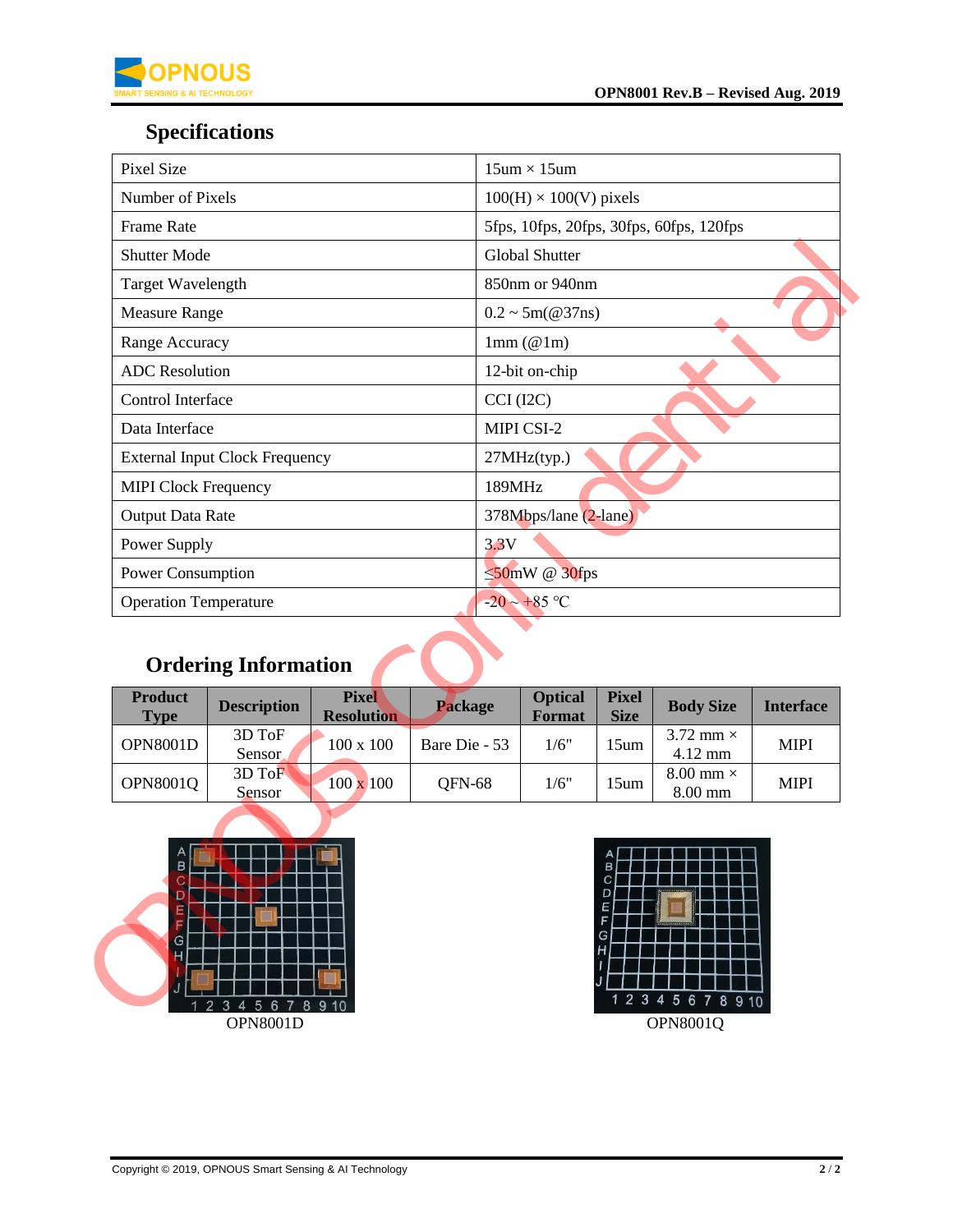## Specifications

| | |
|---|---|
| Pixel Size | 15um × 15um |
| Number of Pixels | 100(H) × 100(V) pixels |
| Frame Rate | 5fps, 10fps, 20fps, 30fps, 60fps, 120fps |
| Shutter Mode | Global Shutter |
| Target Wavelength | 850nm or 940nm |
| Measure Range | 0.2 ~ 5m(@37ns) |
| Range Accuracy | 1mm (@1m) |
| ADC Resolution | 12-bit on-chip |
| Control Interface | CCI (I2C) |
| Data Interface | MIPI CSI-2 |
| External Input Clock Frequency | 27MHz(typ.) |
| MIPI Clock Frequency | 189MHz |
| Output Data Rate | 378Mbps/lane (2-lane) |
| Power Supply | 3.3V |
| Power Consumption | ≤50mW @ 30fps |
| Operation Temperature | -20 ~ +85 ℃ |

## Ordering Information

| Product Type | Description | Pixel Resolution | Package | Optical Format | Pixel Size | Body Size | Interface |
|---|---|---|---|---|---|---|---|
| OPN8001D | 3D ToF Sensor | 100 x 100 | Bare Die - 53 | 1/6" | 15um | 3.72 mm × 4.12 mm | MIPI |
| OPN8001Q | 3D ToF Sensor | 100 x 100 | QFN-68 | 1/6" | 15um | 8.00 mm × 8.00 mm | MIPI |

OPN8001D

OPN8001Q